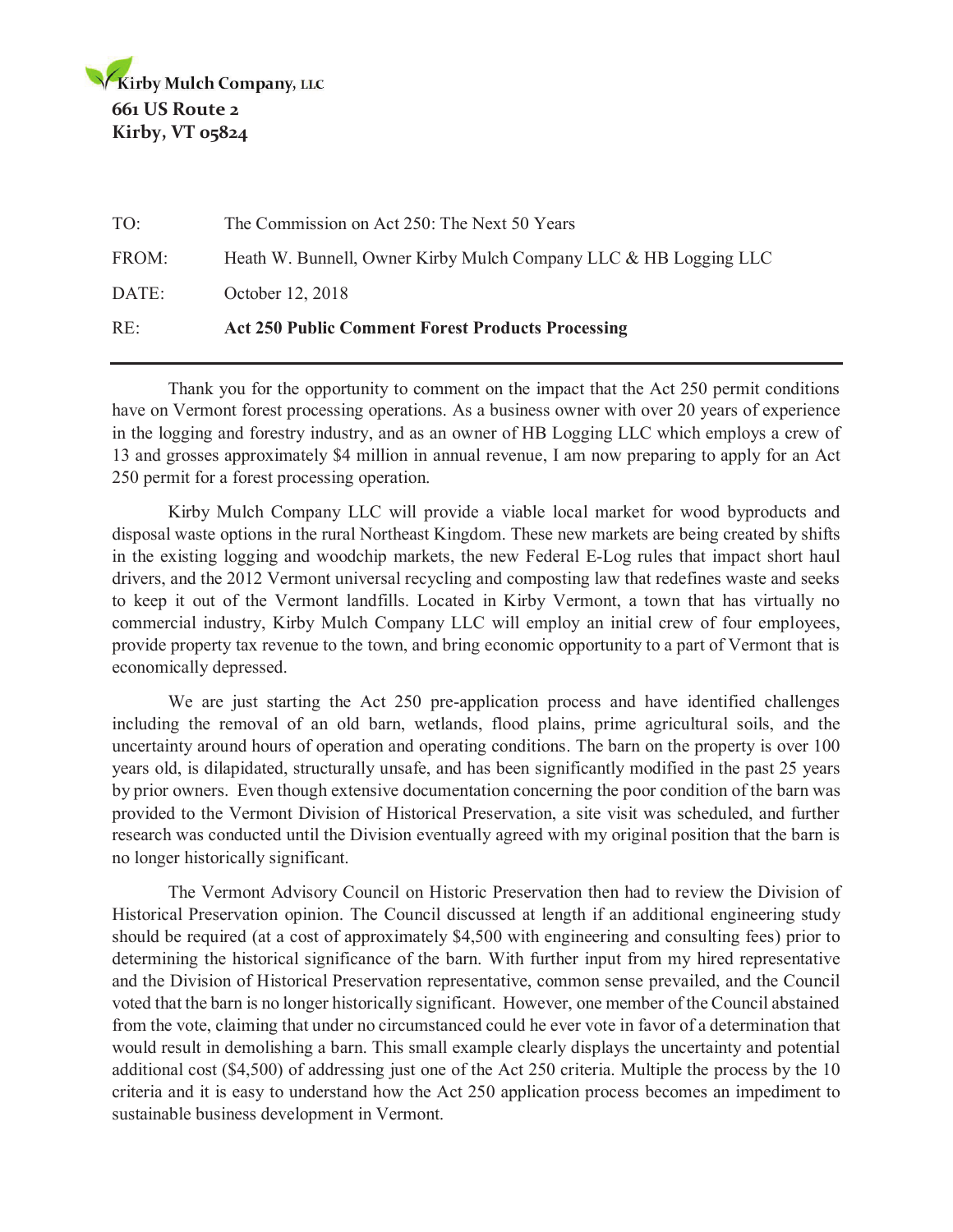**Kirby Mulch Company, LLC**
**661 US Route 2**
**Kirby, VT 05824**

| | |
|---|---|
| TO: | The Commission on Act 250: The Next 50 Years |
| FROM: | Heath W. Bunnell, Owner Kirby Mulch Company LLC & HB Logging LLC |
| DATE: | October 12, 2018 |
| RE: | **Act 250 Public Comment Forest Products Processing** |

---

Thank you for the opportunity to comment on the impact that the Act 250 permit conditions have on Vermont forest processing operations. As a business owner with over 20 years of experience in the logging and forestry industry, and as an owner of HB Logging LLC which employs a crew of 13 and grosses approximately $4 million in annual revenue, I am now preparing to apply for an Act 250 permit for a forest processing operation.

Kirby Mulch Company LLC will provide a viable local market for wood byproducts and disposal waste options in the rural Northeast Kingdom. These new markets are being created by shifts in the existing logging and woodchip markets, the new Federal E-Log rules that impact short haul drivers, and the 2012 Vermont universal recycling and composting law that redefines waste and seeks to keep it out of the Vermont landfills. Located in Kirby Vermont, a town that has virtually no commercial industry, Kirby Mulch Company LLC will employ an initial crew of four employees, provide property tax revenue to the town, and bring economic opportunity to a part of Vermont that is economically depressed.

We are just starting the Act 250 pre-application process and have identified challenges including the removal of an old barn, wetlands, flood plains, prime agricultural soils, and the uncertainty around hours of operation and operating conditions. The barn on the property is over 100 years old, is dilapidated, structurally unsafe, and has been significantly modified in the past 25 years by prior owners. Even though extensive documentation concerning the poor condition of the barn was provided to the Vermont Division of Historical Preservation, a site visit was scheduled, and further research was conducted until the Division eventually agreed with my original position that the barn is no longer historically significant.

The Vermont Advisory Council on Historic Preservation then had to review the Division of Historical Preservation opinion. The Council discussed at length if an additional engineering study should be required (at a cost of approximately $4,500 with engineering and consulting fees) prior to determining the historical significance of the barn. With further input from my hired representative and the Division of Historical Preservation representative, common sense prevailed, and the Council voted that the barn is no longer historically significant. However, one member of the Council abstained from the vote, claiming that under no circumstanced could he ever vote in favor of a determination that would result in demolishing a barn. This small example clearly displays the uncertainty and potential additional cost ($4,500) of addressing just one of the Act 250 criteria. Multiple the process by the 10 criteria and it is easy to understand how the Act 250 application process becomes an impediment to sustainable business development in Vermont.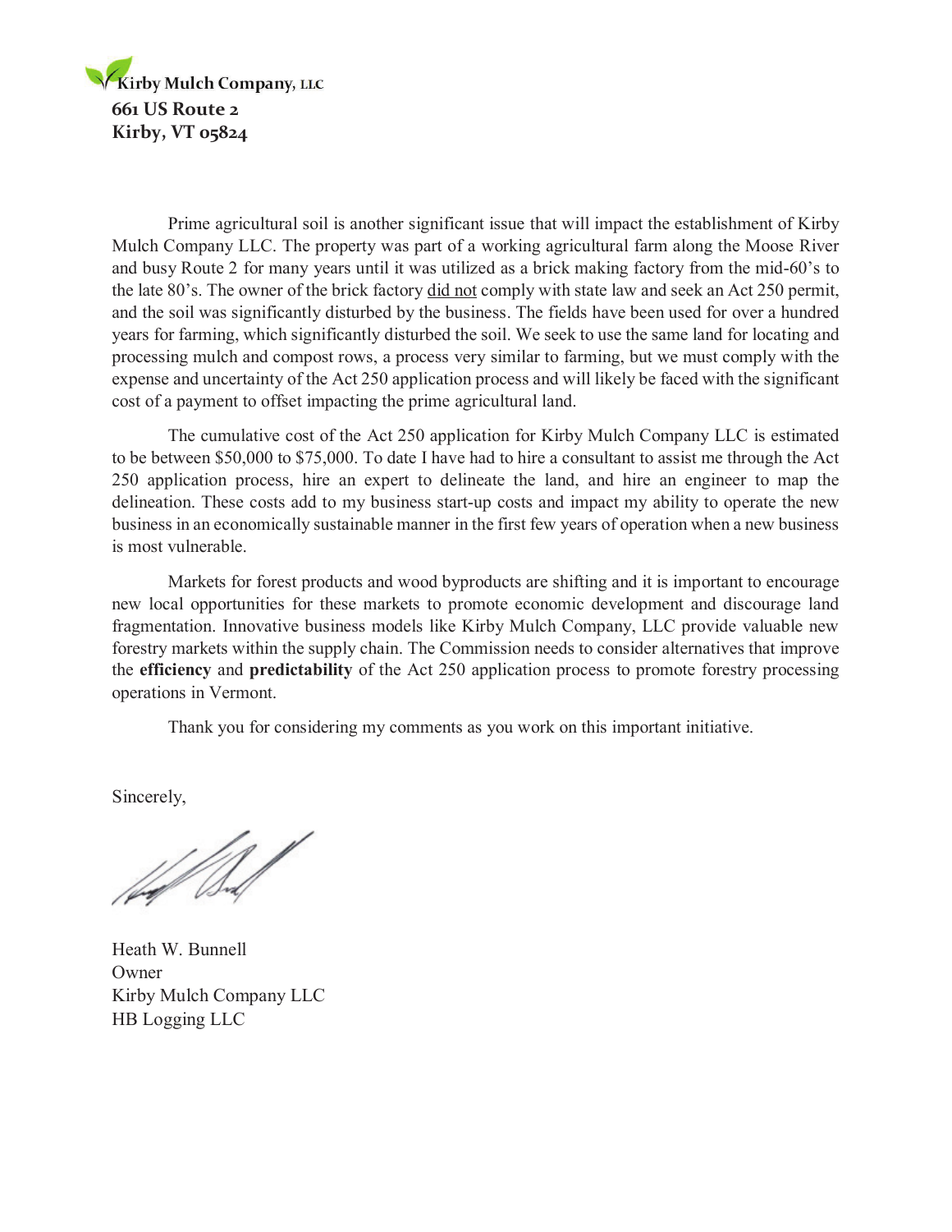**Kirby Mulch Company, LLC**
**661 US Route 2**
**Kirby, VT 05824**

Prime agricultural soil is another significant issue that will impact the establishment of Kirby Mulch Company LLC. The property was part of a working agricultural farm along the Moose River and busy Route 2 for many years until it was utilized as a brick making factory from the mid-60's to the late 80's. The owner of the brick factory did not comply with state law and seek an Act 250 permit, and the soil was significantly disturbed by the business. The fields have been used for over a hundred years for farming, which significantly disturbed the soil. We seek to use the same land for locating and processing mulch and compost rows, a process very similar to farming, but we must comply with the expense and uncertainty of the Act 250 application process and will likely be faced with the significant cost of a payment to offset impacting the prime agricultural land.

The cumulative cost of the Act 250 application for Kirby Mulch Company LLC is estimated to be between $50,000 to $75,000. To date I have had to hire a consultant to assist me through the Act 250 application process, hire an expert to delineate the land, and hire an engineer to map the delineation. These costs add to my business start-up costs and impact my ability to operate the new business in an economically sustainable manner in the first few years of operation when a new business is most vulnerable.

Markets for forest products and wood byproducts are shifting and it is important to encourage new local opportunities for these markets to promote economic development and discourage land fragmentation. Innovative business models like Kirby Mulch Company, LLC provide valuable new forestry markets within the supply chain. The Commission needs to consider alternatives that improve the **efficiency** and **predictability** of the Act 250 application process to promote forestry processing operations in Vermont.

Thank you for considering my comments as you work on this important initiative.

Sincerely,

Heath W. Bunnell
Owner
Kirby Mulch Company LLC
HB Logging LLC